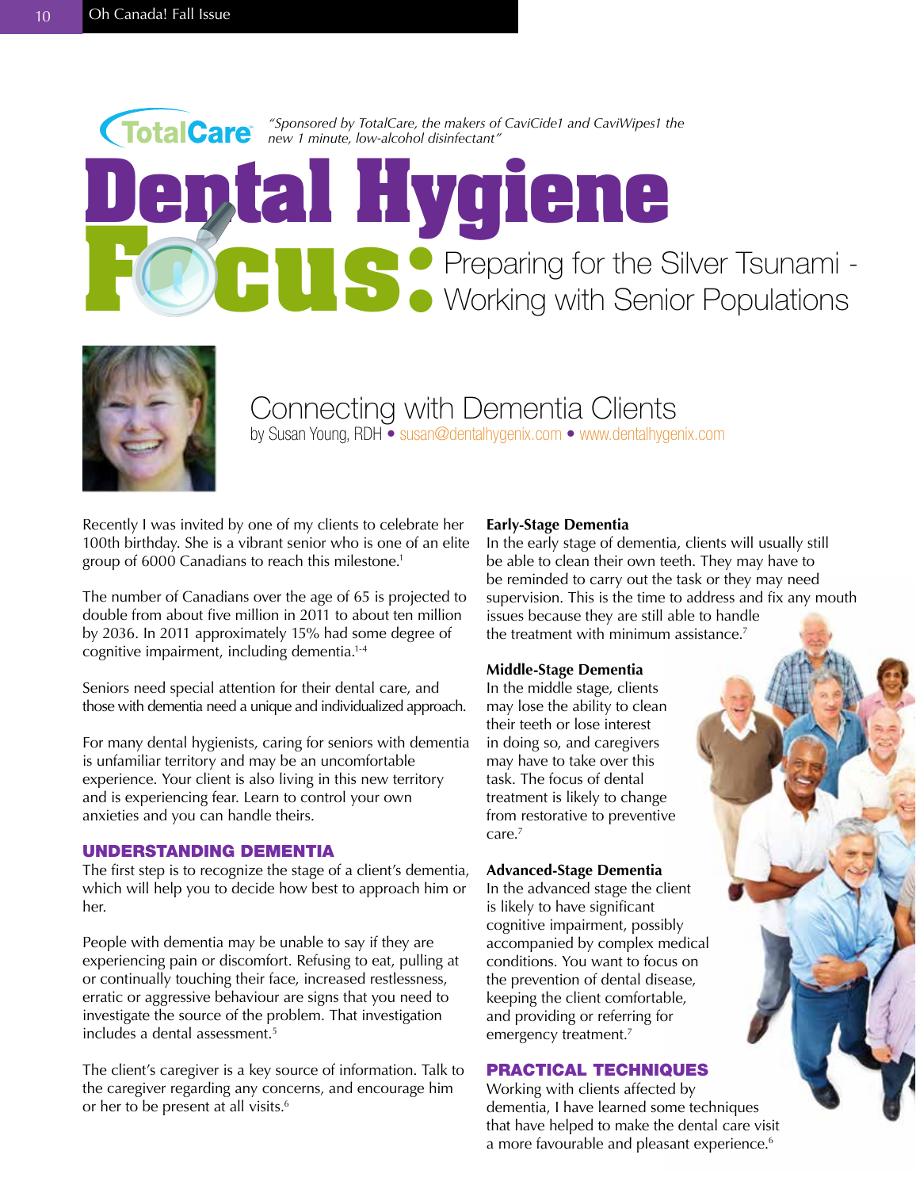*"Sponsored by TotalCare, the makers of CaviCide1 and CaviWipes1 the new 1 minute, low-alcohol disinfectant"*

# Dental Hygiene Focus: Preparing for the Silver Tsunami - Working with Senior Populations

## Connecting with Dementia Clients

by Susan Young, RDH • susan@dentalhygenix.com • www.dentalhygenix.com

Recently I was invited by one of my clients to celebrate her 100th birthday. She is a vibrant senior who is one of an elite group of 6000 Canadians to reach this milestone.[1]

The number of Canadians over the age of 65 is projected to double from about five million in 2011 to about ten million by 2036. In 2011 approximately 15% had some degree of cognitive impairment, including dementia.[1-4]

Seniors need special attention for their dental care, and those with dementia need a unique and individualized approach.

For many dental hygienists, caring for seniors with dementia is unfamiliar territory and may be an uncomfortable experience. Your client is also living in this new territory and is experiencing fear. Learn to control your own anxieties and you can handle theirs.

### UNDERSTANDING DEMENTIA

The first step is to recognize the stage of a client's dementia, which will help you to decide how best to approach him or her.

People with dementia may be unable to say if they are experiencing pain or discomfort. Refusing to eat, pulling at or continually touching their face, increased restlessness, erratic or aggressive behaviour are signs that you need to investigate the source of the problem. That investigation includes a dental assessment.[5]

The client's caregiver is a key source of information. Talk to the caregiver regarding any concerns, and encourage him or her to be present at all visits.[6]

**Early-Stage Dementia**

In the early stage of dementia, clients will usually still be able to clean their own teeth. They may have to be reminded to carry out the task or they may need supervision. This is the time to address and fix any mouth issues because they are still able to handle the treatment with minimum assistance.[7]

**Middle-Stage Dementia**

In the middle stage, clients may lose the ability to clean their teeth or lose interest in doing so, and caregivers may have to take over this task. The focus of dental treatment is likely to change from restorative to preventive care.[7]

**Advanced-Stage Dementia**

In the advanced stage the client is likely to have significant cognitive impairment, possibly accompanied by complex medical conditions. You want to focus on the prevention of dental disease, keeping the client comfortable, and providing or referring for emergency treatment.[7]

### PRACTICAL TECHNIQUES

Working with clients affected by dementia, I have learned some techniques that have helped to make the dental care visit a more favourable and pleasant experience.[6]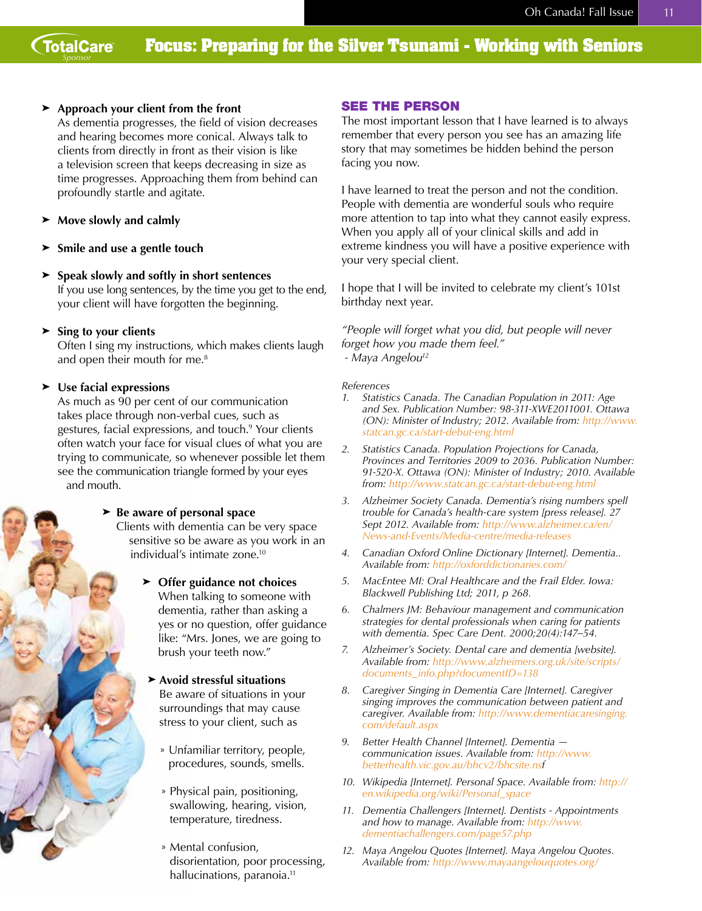## Focus: Preparing for the Silver Tsunami - Working with Seniors

- **Approach your client from the front**
  As dementia progresses, the field of vision decreases and hearing becomes more conical. Always talk to clients from directly in front as their vision is like a television screen that keeps decreasing in size as time progresses. Approaching them from behind can profoundly startle and agitate.

- **Move slowly and calmly**

- **Smile and use a gentle touch**

- **Speak slowly and softly in short sentences**
  If you use long sentences, by the time you get to the end, your client will have forgotten the beginning.

- **Sing to your clients**
  Often I sing my instructions, which makes clients laugh and open their mouth for me.[8]

- **Use facial expressions**
  As much as 90 per cent of our communication takes place through non-verbal cues, such as gestures, facial expressions, and touch.[9] Your clients often watch your face for visual clues of what you are trying to communicate, so whenever possible let them see the communication triangle formed by your eyes and mouth.

- **Be aware of personal space**
  Clients with dementia can be very space sensitive so be aware as you work in an individual's intimate zone.[10]

- **Offer guidance not choices**
  When talking to someone with dementia, rather than asking a yes or no question, offer guidance like: "Mrs. Jones, we are going to brush your teeth now."

- **Avoid stressful situations**
  Be aware of situations in your surroundings that may cause stress to your client, such as

  - Unfamiliar territory, people, procedures, sounds, smells.
  - Physical pain, positioning, swallowing, hearing, vision, temperature, tiredness.
  - Mental confusion, disorientation, poor processing, hallucinations, paranoia.[11]

### SEE THE PERSON

The most important lesson that I have learned is to always remember that every person you see has an amazing life story that may sometimes be hidden behind the person facing you now.

I have learned to treat the person and not the condition. People with dementia are wonderful souls who require more attention to tap into what they cannot easily express. When you apply all of your clinical skills and add in extreme kindness you will have a positive experience with your very special client.

I hope that I will be invited to celebrate my client's 101st birthday next year.

*"People will forget what you did, but people will never forget how you made them feel."*
*- Maya Angelou*[12]

*References*

1. *Statistics Canada. The Canadian Population in 2011: Age and Sex. Publication Number: 98-311-XWE2011001. Ottawa (ON): Minister of Industry; 2012. Available from: http://www.statcan.gc.ca/start-debut-eng.html*
2. *Statistics Canada. Population Projections for Canada, Provinces and Territories 2009 to 2036. Publication Number: 91-520-X. Ottawa (ON): Minister of Industry; 2010. Available from: http://www.statcan.gc.ca/start-debut-eng.html*
3. *Alzheimer Society Canada. Dementia's rising numbers spell trouble for Canada's health-care system [press release]. 27 Sept 2012. Available from: http://www.alzheimer.ca/en/News-and-Events/Media-centre/media-releases*
4. *Canadian Oxford Online Dictionary [Internet]. Dementia.. Available from: http://oxforddictionaries.com/*
5. *MacEntee MI: Oral Healthcare and the Frail Elder. Iowa: Blackwell Publishing Ltd; 2011, p 268.*
6. *Chalmers JM: Behaviour management and communication strategies for dental professionals when caring for patients with dementia. Spec Care Dent. 2000;20(4):147–54.*
7. *Alzheimer's Society. Dental care and dementia [website]. Available from: http://www.alzheimers.org.uk/site/scripts/documents_info.php?documentID=138*
8. *Caregiver Singing in Dementia Care [Internet]. Caregiver singing improves the communication between patient and caregiver. Available from: http://www.dementiacaresinging.com/default.aspx*
9. *Better Health Channel [Internet]. Dementia — communication issues. Available from: http://www.betterhealth.vic.gov.au/bhcv2/bhcsite.nsf*
10. *Wikipedia [Internet]. Personal Space. Available from: http://en.wikipedia.org/wiki/Personal_space*
11. *Dementia Challengers [Internet]. Dentists - Appointments and how to manage. Available from: http://www.dementiachallengers.com/page57.php*
12. *Maya Angelou Quotes [Internet]. Maya Angelou Quotes. Available from: http://www.mayaangelouquotes.org/*